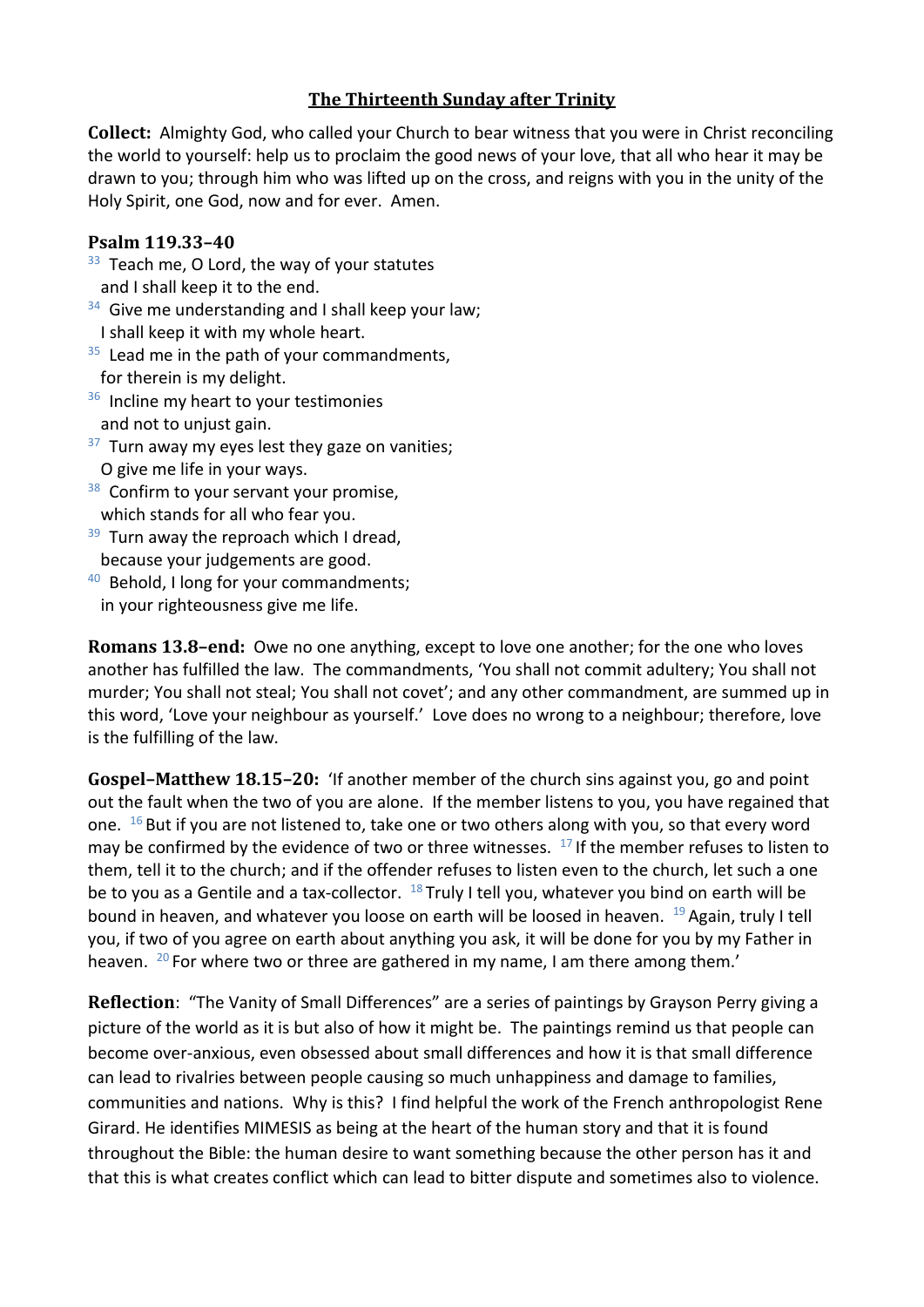# The Thirteenth Sunday after Trinity

**Collect:** Almighty God, who called your Church to bear witness that you were in Christ reconciling the world to yourself: help us to proclaim the good news of your love, that all who hear it may be drawn to you; through him who was lifted up on the cross, and reigns with you in the unity of the Holy Spirit, one God, now and for ever. Amen.

## Psalm 119.33–40

[33] Teach me, O Lord, the way of your statutes
and I shall keep it to the end.
[34] Give me understanding and I shall keep your law;
I shall keep it with my whole heart.
[35] Lead me in the path of your commandments,
for therein is my delight.
[36] Incline my heart to your testimonies
and not to unjust gain.
[37] Turn away my eyes lest they gaze on vanities;
O give me life in your ways.
[38] Confirm to your servant your promise,
which stands for all who fear you.
[39] Turn away the reproach which I dread,
because your judgements are good.
[40] Behold, I long for your commandments;
in your righteousness give me life.

**Romans 13.8–end:** Owe no one anything, except to love one another; for the one who loves another has fulfilled the law. The commandments, 'You shall not commit adultery; You shall not murder; You shall not steal; You shall not covet'; and any other commandment, are summed up in this word, 'Love your neighbour as yourself.' Love does no wrong to a neighbour; therefore, love is the fulfilling of the law.

**Gospel–Matthew 18.15–20:** 'If another member of the church sins against you, go and point out the fault when the two of you are alone. If the member listens to you, you have regained that one. [16] But if you are not listened to, take one or two others along with you, so that every word may be confirmed by the evidence of two or three witnesses. [17] If the member refuses to listen to them, tell it to the church; and if the offender refuses to listen even to the church, let such a one be to you as a Gentile and a tax-collector. [18] Truly I tell you, whatever you bind on earth will be bound in heaven, and whatever you loose on earth will be loosed in heaven. [19] Again, truly I tell you, if two of you agree on earth about anything you ask, it will be done for you by my Father in heaven. [20] For where two or three are gathered in my name, I am there among them.'

**Reflection**: "The Vanity of Small Differences" are a series of paintings by Grayson Perry giving a picture of the world as it is but also of how it might be. The paintings remind us that people can become over-anxious, even obsessed about small differences and how it is that small difference can lead to rivalries between people causing so much unhappiness and damage to families, communities and nations. Why is this? I find helpful the work of the French anthropologist Rene Girard. He identifies MIMESIS as being at the heart of the human story and that it is found throughout the Bible: the human desire to want something because the other person has it and that this is what creates conflict which can lead to bitter dispute and sometimes also to violence.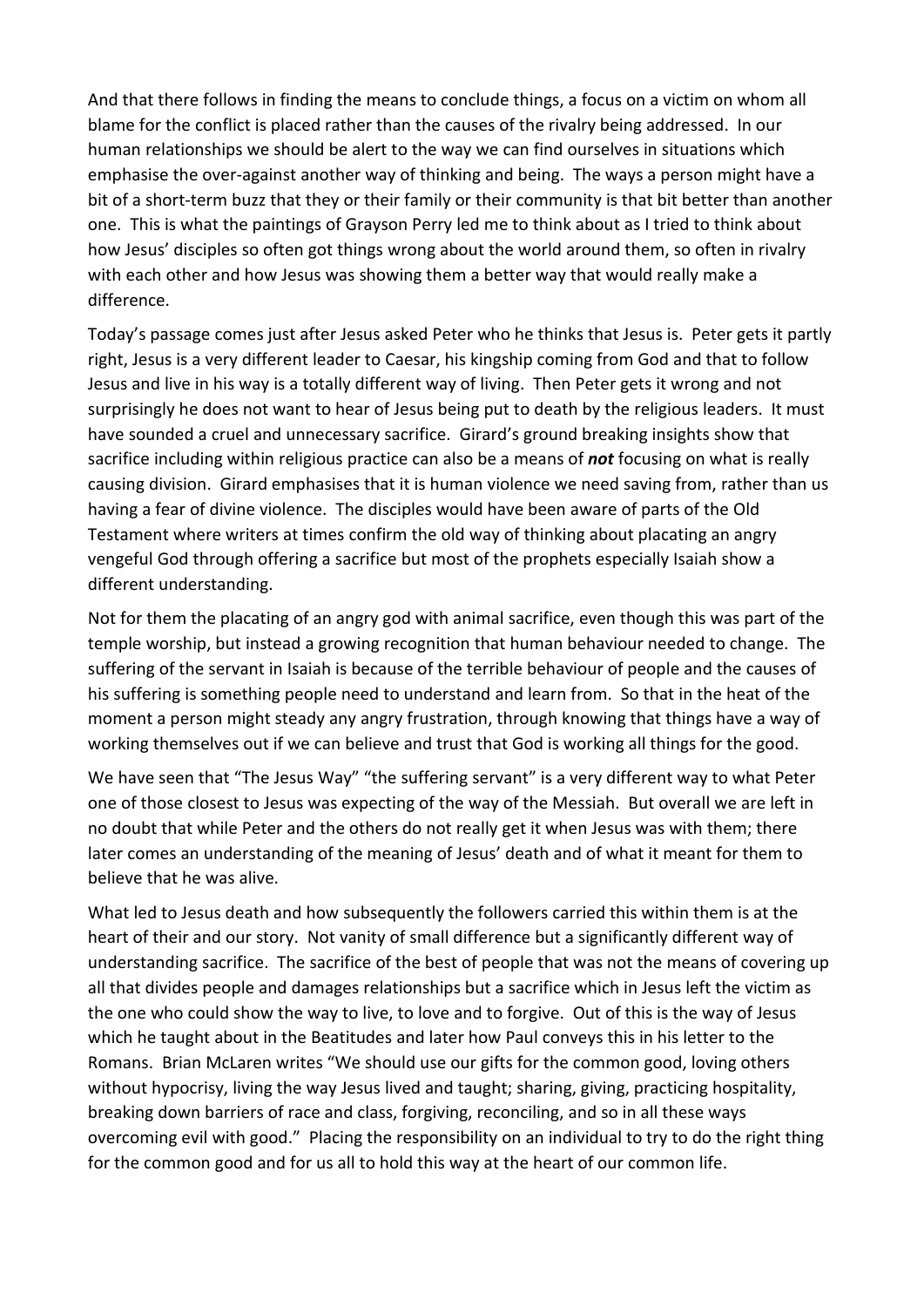And that there follows in finding the means to conclude things, a focus on a victim on whom all blame for the conflict is placed rather than the causes of the rivalry being addressed. In our human relationships we should be alert to the way we can find ourselves in situations which emphasise the over-against another way of thinking and being. The ways a person might have a bit of a short-term buzz that they or their family or their community is that bit better than another one. This is what the paintings of Grayson Perry led me to think about as I tried to think about how Jesus' disciples so often got things wrong about the world around them, so often in rivalry with each other and how Jesus was showing them a better way that would really make a difference.

Today's passage comes just after Jesus asked Peter who he thinks that Jesus is. Peter gets it partly right, Jesus is a very different leader to Caesar, his kingship coming from God and that to follow Jesus and live in his way is a totally different way of living. Then Peter gets it wrong and not surprisingly he does not want to hear of Jesus being put to death by the religious leaders. It must have sounded a cruel and unnecessary sacrifice. Girard's ground breaking insights show that sacrifice including within religious practice can also be a means of ***not*** focusing on what is really causing division. Girard emphasises that it is human violence we need saving from, rather than us having a fear of divine violence. The disciples would have been aware of parts of the Old Testament where writers at times confirm the old way of thinking about placating an angry vengeful God through offering a sacrifice but most of the prophets especially Isaiah show a different understanding.

Not for them the placating of an angry god with animal sacrifice, even though this was part of the temple worship, but instead a growing recognition that human behaviour needed to change. The suffering of the servant in Isaiah is because of the terrible behaviour of people and the causes of his suffering is something people need to understand and learn from. So that in the heat of the moment a person might steady any angry frustration, through knowing that things have a way of working themselves out if we can believe and trust that God is working all things for the good.

We have seen that "The Jesus Way" "the suffering servant" is a very different way to what Peter one of those closest to Jesus was expecting of the way of the Messiah. But overall we are left in no doubt that while Peter and the others do not really get it when Jesus was with them; there later comes an understanding of the meaning of Jesus' death and of what it meant for them to believe that he was alive.

What led to Jesus death and how subsequently the followers carried this within them is at the heart of their and our story. Not vanity of small difference but a significantly different way of understanding sacrifice. The sacrifice of the best of people that was not the means of covering up all that divides people and damages relationships but a sacrifice which in Jesus left the victim as the one who could show the way to live, to love and to forgive. Out of this is the way of Jesus which he taught about in the Beatitudes and later how Paul conveys this in his letter to the Romans. Brian McLaren writes "We should use our gifts for the common good, loving others without hypocrisy, living the way Jesus lived and taught; sharing, giving, practicing hospitality, breaking down barriers of race and class, forgiving, reconciling, and so in all these ways overcoming evil with good." Placing the responsibility on an individual to try to do the right thing for the common good and for us all to hold this way at the heart of our common life.